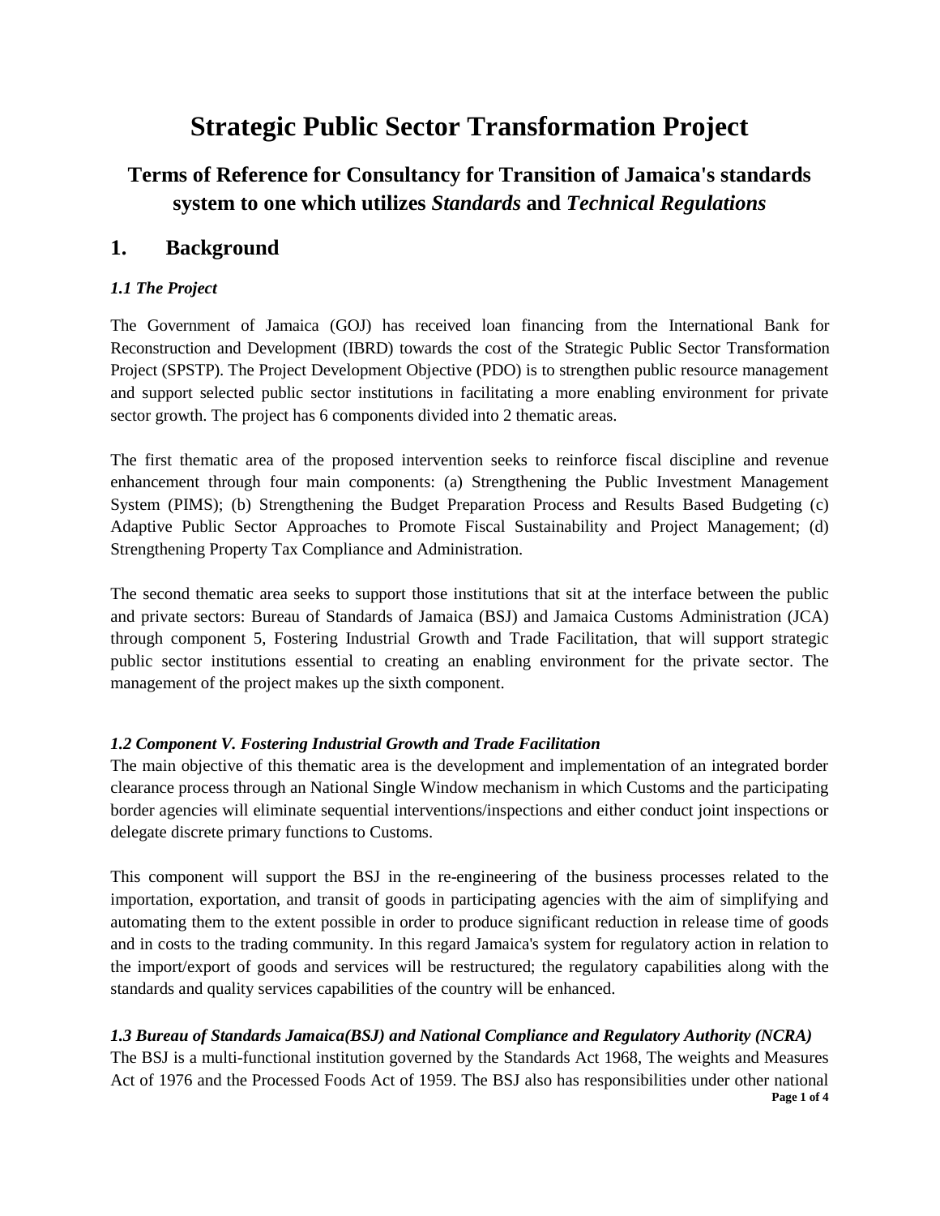# Strategic Public Sector Transformation Project

## Terms of Reference for Consultancy for Transition of Jamaica's standards system to one which utilizes *Standards* and *Technical Regulations*

## 1. Background

### *1.1 The Project*

The Government of Jamaica (GOJ) has received loan financing from the International Bank for Reconstruction and Development (IBRD) towards the cost of the Strategic Public Sector Transformation Project (SPSTP). The Project Development Objective (PDO) is to strengthen public resource management and support selected public sector institutions in facilitating a more enabling environment for private sector growth. The project has 6 components divided into 2 thematic areas.

The first thematic area of the proposed intervention seeks to reinforce fiscal discipline and revenue enhancement through four main components: (a) Strengthening the Public Investment Management System (PIMS); (b) Strengthening the Budget Preparation Process and Results Based Budgeting (c) Adaptive Public Sector Approaches to Promote Fiscal Sustainability and Project Management; (d) Strengthening Property Tax Compliance and Administration.

The second thematic area seeks to support those institutions that sit at the interface between the public and private sectors: Bureau of Standards of Jamaica (BSJ) and Jamaica Customs Administration (JCA) through component 5, Fostering Industrial Growth and Trade Facilitation, that will support strategic public sector institutions essential to creating an enabling environment for the private sector. The management of the project makes up the sixth component.

### *1.2 Component V. Fostering Industrial Growth and Trade Facilitation*

The main objective of this thematic area is the development and implementation of an integrated border clearance process through an National Single Window mechanism in which Customs and the participating border agencies will eliminate sequential interventions/inspections and either conduct joint inspections or delegate discrete primary functions to Customs.

This component will support the BSJ in the re-engineering of the business processes related to the importation, exportation, and transit of goods in participating agencies with the aim of simplifying and automating them to the extent possible in order to produce significant reduction in release time of goods and in costs to the trading community. In this regard Jamaica's system for regulatory action in relation to the import/export of goods and services will be restructured; the regulatory capabilities along with the standards and quality services capabilities of the country will be enhanced.

### *1.3 Bureau of Standards Jamaica(BSJ) and National Compliance and Regulatory Authority (NCRA)*

The BSJ is a multi-functional institution governed by the Standards Act 1968, The weights and Measures Act of 1976 and the Processed Foods Act of 1959. The BSJ also has responsibilities under other national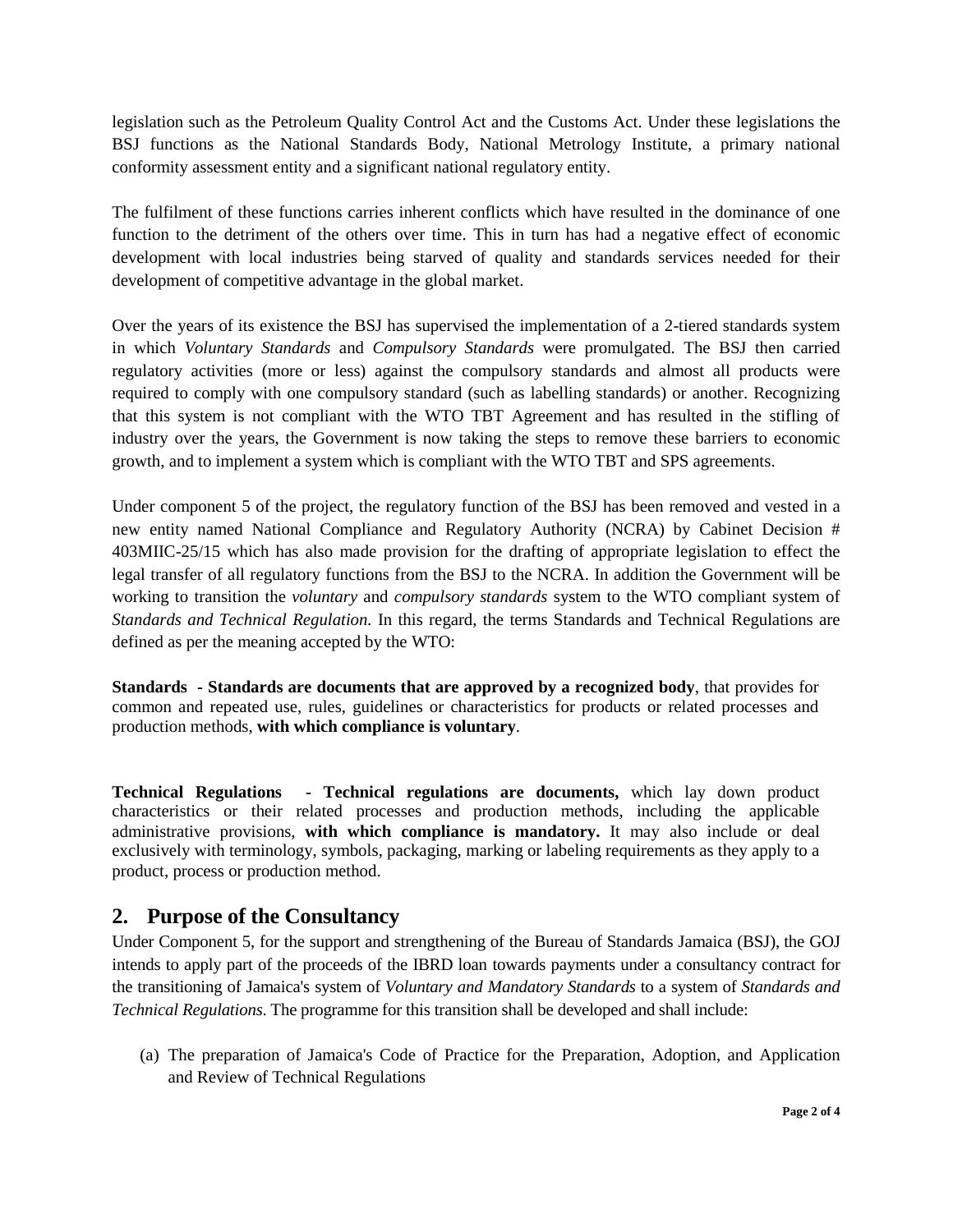legislation such as the Petroleum Quality Control Act and the Customs Act. Under these legislations the BSJ functions as the National Standards Body, National Metrology Institute, a primary national conformity assessment entity and a significant national regulatory entity.

The fulfilment of these functions carries inherent conflicts which have resulted in the dominance of one function to the detriment of the others over time. This in turn has had a negative effect of economic development with local industries being starved of quality and standards services needed for their development of competitive advantage in the global market.

Over the years of its existence the BSJ has supervised the implementation of a 2-tiered standards system in which *Voluntary Standards* and *Compulsory Standards* were promulgated. The BSJ then carried regulatory activities (more or less) against the compulsory standards and almost all products were required to comply with one compulsory standard (such as labelling standards) or another. Recognizing that this system is not compliant with the WTO TBT Agreement and has resulted in the stifling of industry over the years, the Government is now taking the steps to remove these barriers to economic growth, and to implement a system which is compliant with the WTO TBT and SPS agreements.

Under component 5 of the project, the regulatory function of the BSJ has been removed and vested in a new entity named National Compliance and Regulatory Authority (NCRA) by Cabinet Decision # 403MIIC-25/15 which has also made provision for the drafting of appropriate legislation to effect the legal transfer of all regulatory functions from the BSJ to the NCRA. In addition the Government will be working to transition the *voluntary* and *compulsory standards* system to the WTO compliant system of *Standards and Technical Regulation.* In this regard, the terms Standards and Technical Regulations are defined as per the meaning accepted by the WTO:

**Standards - Standards are documents that are approved by a recognized body**, that provides for common and repeated use, rules, guidelines or characteristics for products or related processes and production methods, **with which compliance is voluntary**.

**Technical Regulations - Technical regulations are documents,** which lay down product characteristics or their related processes and production methods, including the applicable administrative provisions, **with which compliance is mandatory.** It may also include or deal exclusively with terminology, symbols, packaging, marking or labeling requirements as they apply to a product, process or production method.

## 2. Purpose of the Consultancy

Under Component 5, for the support and strengthening of the Bureau of Standards Jamaica (BSJ), the GOJ intends to apply part of the proceeds of the IBRD loan towards payments under a consultancy contract for the transitioning of Jamaica's system of *Voluntary and Mandatory Standards* to a system of *Standards and Technical Regulations.* The programme for this transition shall be developed and shall include:

(a) The preparation of Jamaica's Code of Practice for the Preparation, Adoption, and Application and Review of Technical Regulations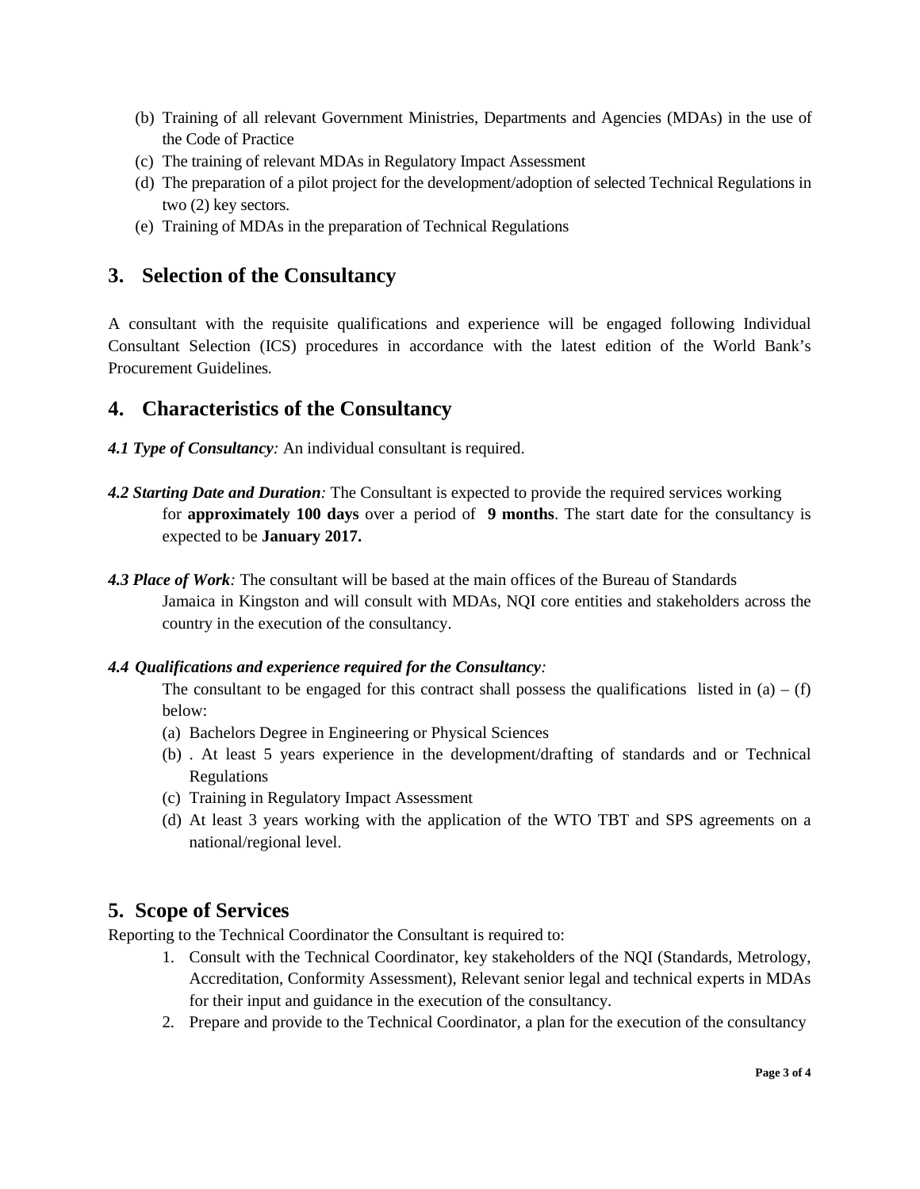(b) Training of all relevant Government Ministries, Departments and Agencies (MDAs) in the use of the Code of Practice
(c) The training of relevant MDAs in Regulatory Impact Assessment
(d) The preparation of a pilot project for the development/adoption of selected Technical Regulations in two (2) key sectors.
(e) Training of MDAs in the preparation of Technical Regulations

## 3. Selection of the Consultancy

A consultant with the requisite qualifications and experience will be engaged following Individual Consultant Selection (ICS) procedures in accordance with the latest edition of the World Bank's Procurement Guidelines.

## 4. Characteristics of the Consultancy

***4.1 Type of Consultancy**:* An individual consultant is required.

***4.2 Starting Date and Duration**:* The Consultant is expected to provide the required services working for **approximately 100 days** over a period of **9 months**. The start date for the consultancy is expected to be **January 2017.**

***4.3 Place of Work**:* The consultant will be based at the main offices of the Bureau of Standards Jamaica in Kingston and will consult with MDAs, NQI core entities and stakeholders across the country in the execution of the consultancy.

***4.4 Qualifications and experience required for the Consultancy**:*

The consultant to be engaged for this contract shall possess the qualifications listed in (a) – (f) below:

(a) Bachelors Degree in Engineering or Physical Sciences
(b) . At least 5 years experience in the development/drafting of standards and or Technical Regulations
(c) Training in Regulatory Impact Assessment
(d) At least 3 years working with the application of the WTO TBT and SPS agreements on a national/regional level.

## 5. Scope of Services

Reporting to the Technical Coordinator the Consultant is required to:

1. Consult with the Technical Coordinator, key stakeholders of the NQI (Standards, Metrology, Accreditation, Conformity Assessment), Relevant senior legal and technical experts in MDAs for their input and guidance in the execution of the consultancy.
2. Prepare and provide to the Technical Coordinator, a plan for the execution of the consultancy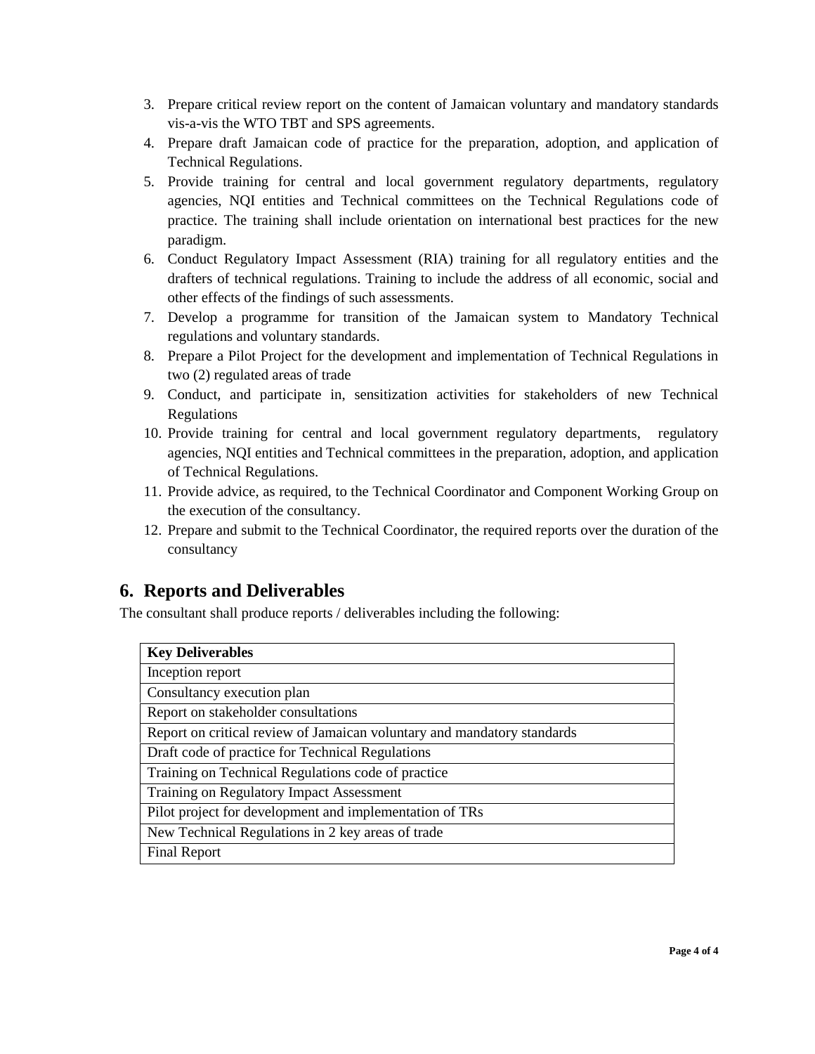3. Prepare critical review report on the content of Jamaican voluntary and mandatory standards vis-a-vis the WTO TBT and SPS agreements.
4. Prepare draft Jamaican code of practice for the preparation, adoption, and application of Technical Regulations.
5. Provide training for central and local government regulatory departments, regulatory agencies, NQI entities and Technical committees on the Technical Regulations code of practice. The training shall include orientation on international best practices for the new paradigm.
6. Conduct Regulatory Impact Assessment (RIA) training for all regulatory entities and the drafters of technical regulations. Training to include the address of all economic, social and other effects of the findings of such assessments.
7. Develop a programme for transition of the Jamaican system to Mandatory Technical regulations and voluntary standards.
8. Prepare a Pilot Project for the development and implementation of Technical Regulations in two (2) regulated areas of trade
9. Conduct, and participate in, sensitization activities for stakeholders of new Technical Regulations
10. Provide training for central and local government regulatory departments, regulatory agencies, NQI entities and Technical committees in the preparation, adoption, and application of Technical Regulations.
11. Provide advice, as required, to the Technical Coordinator and Component Working Group on the execution of the consultancy.
12. Prepare and submit to the Technical Coordinator, the required reports over the duration of the consultancy

## 6. Reports and Deliverables

The consultant shall produce reports / deliverables including the following:

| **Key Deliverables** |
| --- |
| Inception report |
| Consultancy execution plan |
| Report on stakeholder consultations |
| Report on critical review of Jamaican voluntary and mandatory standards |
| Draft code of practice for Technical Regulations |
| Training on Technical Regulations code of practice |
| Training on Regulatory Impact Assessment |
| Pilot project for development and implementation of TRs |
| New Technical Regulations in 2 key areas of trade |
| Final Report |